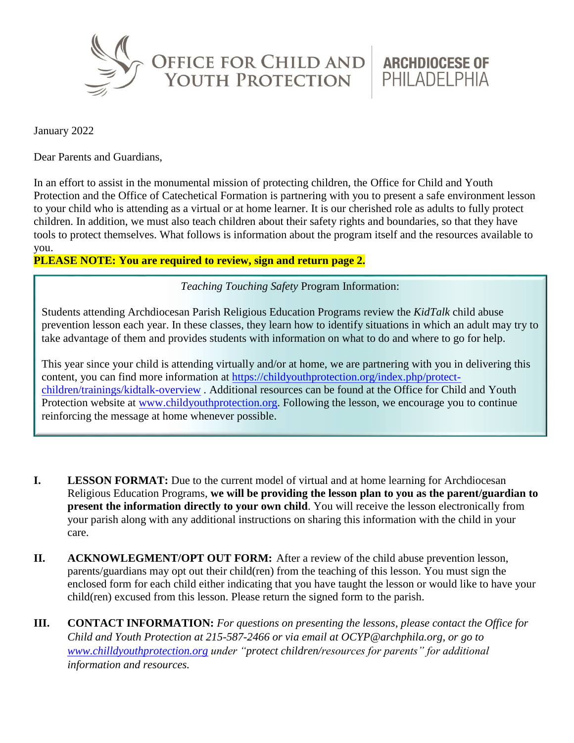# OFFICE FOR CHILD AND YOUTH PROTECTION | ARCHDIOCESE OF PHILADELPHIA

January 2022

Dear Parents and Guardians,

In an effort to assist in the monumental mission of protecting children, the Office for Child and Youth Protection and the Office of Catechetical Formation is partnering with you to present a safe environment lesson to your child who is attending as a virtual or at home learner. It is our cherished role as adults to fully protect children. In addition, we must also teach children about their safety rights and boundaries, so that they have tools to protect themselves. What follows is information about the program itself and the resources available to you.

**PLEASE NOTE: You are required to review, sign and return page 2.**

*Teaching Touching Safety* Program Information:

Students attending Archdiocesan Parish Religious Education Programs review the *KidTalk* child abuse prevention lesson each year. In these classes, they learn how to identify situations in which an adult may try to take advantage of them and provides students with information on what to do and where to go for help.

This year since your child is attending virtually and/or at home, we are partnering with you in delivering this content, you can find more information at https://childyouthprotection.org/index.php/protect-children/trainings/kidtalk-overview . Additional resources can be found at the Office for Child and Youth Protection website at www.childyouthprotection.org. Following the lesson, we encourage you to continue reinforcing the message at home whenever possible.

**I.** **LESSON FORMAT:** Due to the current model of virtual and at home learning for Archdiocesan Religious Education Programs, **we will be providing the lesson plan to you as the parent/guardian to present the information directly to your own child**. You will receive the lesson electronically from your parish along with any additional instructions on sharing this information with the child in your care.

**II.** **ACKNOWLEGMENT/OPT OUT FORM:** After a review of the child abuse prevention lesson, parents/guardians may opt out their child(ren) from the teaching of this lesson. You must sign the enclosed form for each child either indicating that you have taught the lesson or would like to have your child(ren) excused from this lesson. Please return the signed form to the parish.

**III.** **CONTACT INFORMATION:** *For questions on presenting the lessons, please contact the Office for Child and Youth Protection at 215-587-2466 or via email at OCYP@archphila.org, or go to www.chilldyouthprotection.org under "protect children/resources for parents" for additional information and resources.*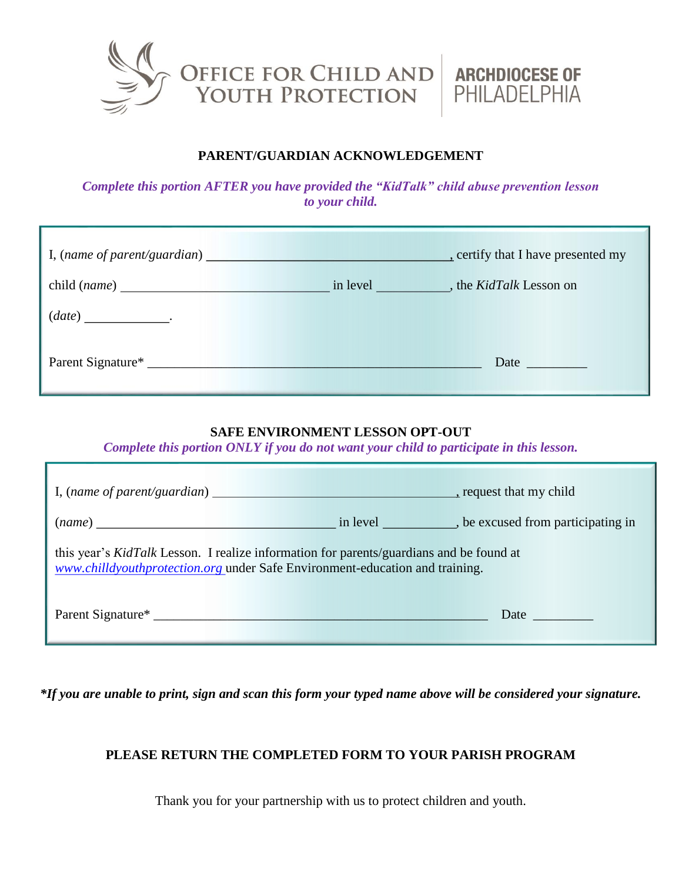OFFICE FOR CHILD AND YOUTH PROTECTION | ARCHDIOCESE OF PHILADELPHIA

## PARENT/GUARDIAN ACKNOWLEDGEMENT

***Complete this portion AFTER you have provided the "KidTalk" child abuse prevention lesson to your child.***

I, (*name of parent/guardian*) ____________________________________, certify that I have presented my child (*name*) _______________________________ in level __________, the *KidTalk* Lesson on (*date*) ____________.

Parent Signature* __________________________________________________ Date _________

## SAFE ENVIRONMENT LESSON OPT-OUT

***Complete this portion ONLY if you do not want your child to participate in this lesson.***

I, (*name of parent/guardian*) ____________________________________, request that my child (*name*) ____________________________________ in level __________, be excused from participating in this year's *KidTalk* Lesson. I realize information for parents/guardians and be found at *www.chilldyouthprotection.org* under Safe Environment-education and training.

Parent Signature* __________________________________________________ Date _________

***\*If you are unable to print, sign and scan this form your typed name above will be considered your signature.***

**PLEASE RETURN THE COMPLETED FORM TO YOUR PARISH PROGRAM**

Thank you for your partnership with us to protect children and youth.